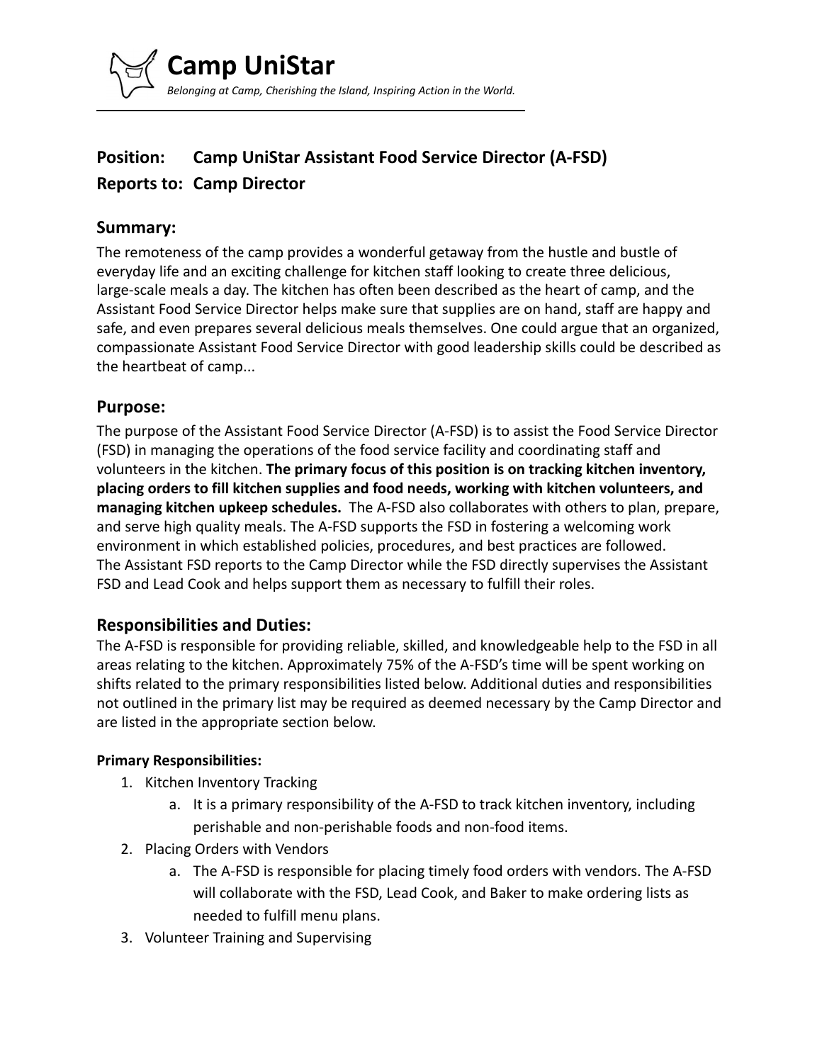# Camp UniStar

*Belonging at Camp, Cherishing the Island, Inspiring Action in the World.*

---

## Position: Camp UniStar Assistant Food Service Director (A-FSD)

## Reports to: Camp Director

### Summary:

The remoteness of the camp provides a wonderful getaway from the hustle and bustle of everyday life and an exciting challenge for kitchen staff looking to create three delicious, large-scale meals a day. The kitchen has often been described as the heart of camp, and the Assistant Food Service Director helps make sure that supplies are on hand, staff are happy and safe, and even prepares several delicious meals themselves. One could argue that an organized, compassionate Assistant Food Service Director with good leadership skills could be described as the heartbeat of camp...

### Purpose:

The purpose of the Assistant Food Service Director (A-FSD) is to assist the Food Service Director (FSD) in managing the operations of the food service facility and coordinating staff and volunteers in the kitchen. **The primary focus of this position is on tracking kitchen inventory, placing orders to fill kitchen supplies and food needs, working with kitchen volunteers, and managing kitchen upkeep schedules.** The A-FSD also collaborates with others to plan, prepare, and serve high quality meals. The A-FSD supports the FSD in fostering a welcoming work environment in which established policies, procedures, and best practices are followed. The Assistant FSD reports to the Camp Director while the FSD directly supervises the Assistant FSD and Lead Cook and helps support them as necessary to fulfill their roles.

### Responsibilities and Duties:

The A-FSD is responsible for providing reliable, skilled, and knowledgeable help to the FSD in all areas relating to the kitchen. Approximately 75% of the A-FSD's time will be spent working on shifts related to the primary responsibilities listed below. Additional duties and responsibilities not outlined in the primary list may be required as deemed necessary by the Camp Director and are listed in the appropriate section below.

**Primary Responsibilities:**

1. Kitchen Inventory Tracking
    a. It is a primary responsibility of the A-FSD to track kitchen inventory, including perishable and non-perishable foods and non-food items.
2. Placing Orders with Vendors
    a. The A-FSD is responsible for placing timely food orders with vendors. The A-FSD will collaborate with the FSD, Lead Cook, and Baker to make ordering lists as needed to fulfill menu plans.
3. Volunteer Training and Supervising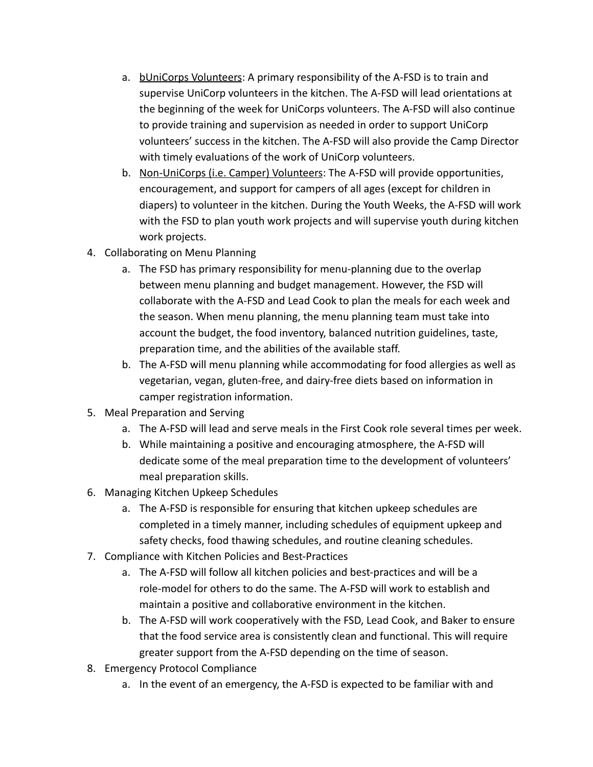a. <u>bUniCorps Volunteers</u>: A primary responsibility of the A-FSD is to train and supervise UniCorp volunteers in the kitchen. The A-FSD will lead orientations at the beginning of the week for UniCorps volunteers. The A-FSD will also continue to provide training and supervision as needed in order to support UniCorp volunteers' success in the kitchen. The A-FSD will also provide the Camp Director with timely evaluations of the work of UniCorp volunteers.
b. <u>Non-UniCorps (i.e. Camper) Volunteers</u>: The A-FSD will provide opportunities, encouragement, and support for campers of all ages (except for children in diapers) to volunteer in the kitchen. During the Youth Weeks, the A-FSD will work with the FSD to plan youth work projects and will supervise youth during kitchen work projects.

4. Collaborating on Menu Planning
    a. The FSD has primary responsibility for menu-planning due to the overlap between menu planning and budget management. However, the FSD will collaborate with the A-FSD and Lead Cook to plan the meals for each week and the season. When menu planning, the menu planning team must take into account the budget, the food inventory, balanced nutrition guidelines, taste, preparation time, and the abilities of the available staff.
    b. The A-FSD will menu planning while accommodating for food allergies as well as vegetarian, vegan, gluten-free, and dairy-free diets based on information in camper registration information.
5. Meal Preparation and Serving
    a. The A-FSD will lead and serve meals in the First Cook role several times per week.
    b. While maintaining a positive and encouraging atmosphere, the A-FSD will dedicate some of the meal preparation time to the development of volunteers' meal preparation skills.
6. Managing Kitchen Upkeep Schedules
    a. The A-FSD is responsible for ensuring that kitchen upkeep schedules are completed in a timely manner, including schedules of equipment upkeep and safety checks, food thawing schedules, and routine cleaning schedules.
7. Compliance with Kitchen Policies and Best-Practices
    a. The A-FSD will follow all kitchen policies and best-practices and will be a role-model for others to do the same. The A-FSD will work to establish and maintain a positive and collaborative environment in the kitchen.
    b. The A-FSD will work cooperatively with the FSD, Lead Cook, and Baker to ensure that the food service area is consistently clean and functional. This will require greater support from the A-FSD depending on the time of season.
8. Emergency Protocol Compliance
    a. In the event of an emergency, the A-FSD is expected to be familiar with and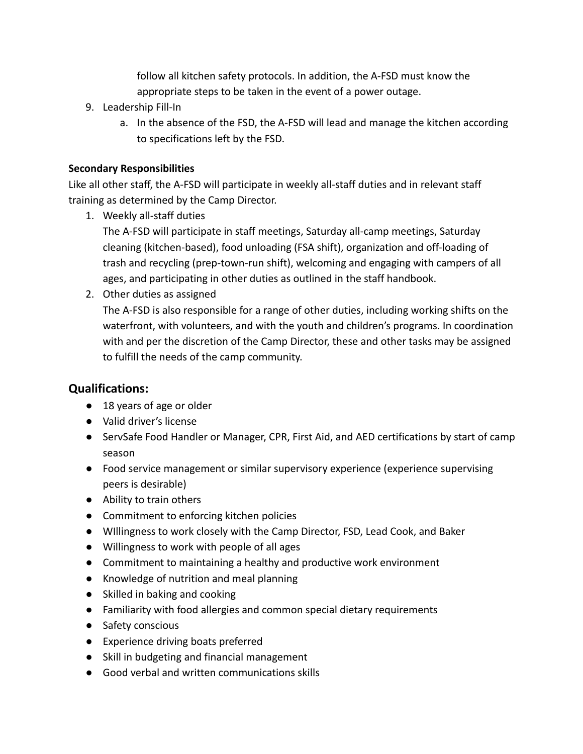follow all kitchen safety protocols. In addition, the A-FSD must know the appropriate steps to be taken in the event of a power outage.

9. Leadership Fill-In
   a. In the absence of the FSD, the A-FSD will lead and manage the kitchen according to specifications left by the FSD.

**Secondary Responsibilities**

Like all other staff, the A-FSD will participate in weekly all-staff duties and in relevant staff training as determined by the Camp Director.

1. Weekly all-staff duties

   The A-FSD will participate in staff meetings, Saturday all-camp meetings, Saturday cleaning (kitchen-based), food unloading (FSA shift), organization and off-loading of trash and recycling (prep-town-run shift), welcoming and engaging with campers of all ages, and participating in other duties as outlined in the staff handbook.

2. Other duties as assigned

   The A-FSD is also responsible for a range of other duties, including working shifts on the waterfront, with volunteers, and with the youth and children's programs. In coordination with and per the discretion of the Camp Director, these and other tasks may be assigned to fulfill the needs of the camp community.

## Qualifications:

- 18 years of age or older
- Valid driver's license
- ServSafe Food Handler or Manager, CPR, First Aid, and AED certifications by start of camp season
- Food service management or similar supervisory experience (experience supervising peers is desirable)
- Ability to train others
- Commitment to enforcing kitchen policies
- WIllingness to work closely with the Camp Director, FSD, Lead Cook, and Baker
- Willingness to work with people of all ages
- Commitment to maintaining a healthy and productive work environment
- Knowledge of nutrition and meal planning
- Skilled in baking and cooking
- Familiarity with food allergies and common special dietary requirements
- Safety conscious
- Experience driving boats preferred
- Skill in budgeting and financial management
- Good verbal and written communications skills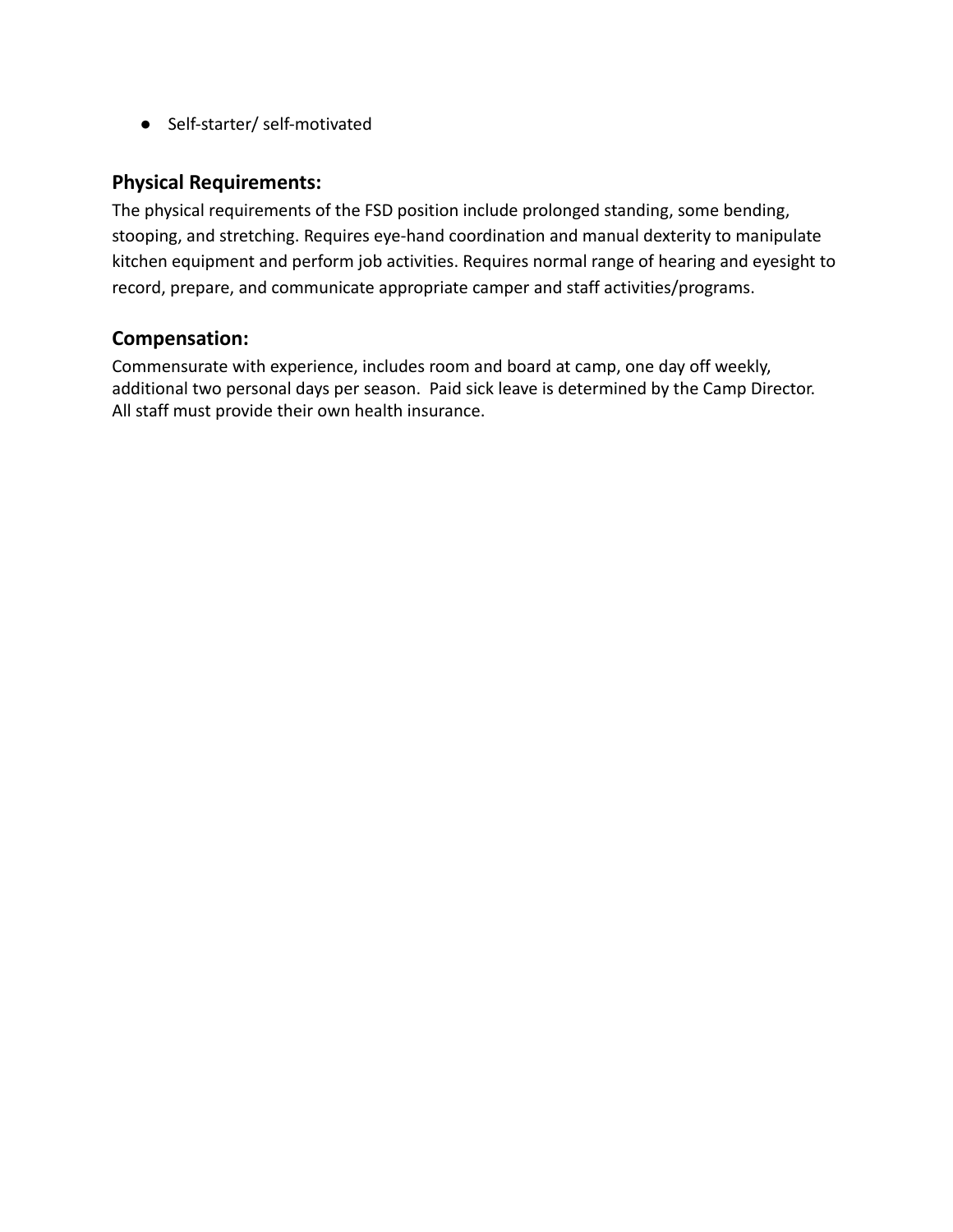- Self-starter/ self-motivated

## Physical Requirements:

The physical requirements of the FSD position include prolonged standing, some bending, stooping, and stretching. Requires eye-hand coordination and manual dexterity to manipulate kitchen equipment and perform job activities. Requires normal range of hearing and eyesight to record, prepare, and communicate appropriate camper and staff activities/programs.

## Compensation:

Commensurate with experience, includes room and board at camp, one day off weekly, additional two personal days per season. Paid sick leave is determined by the Camp Director. All staff must provide their own health insurance.